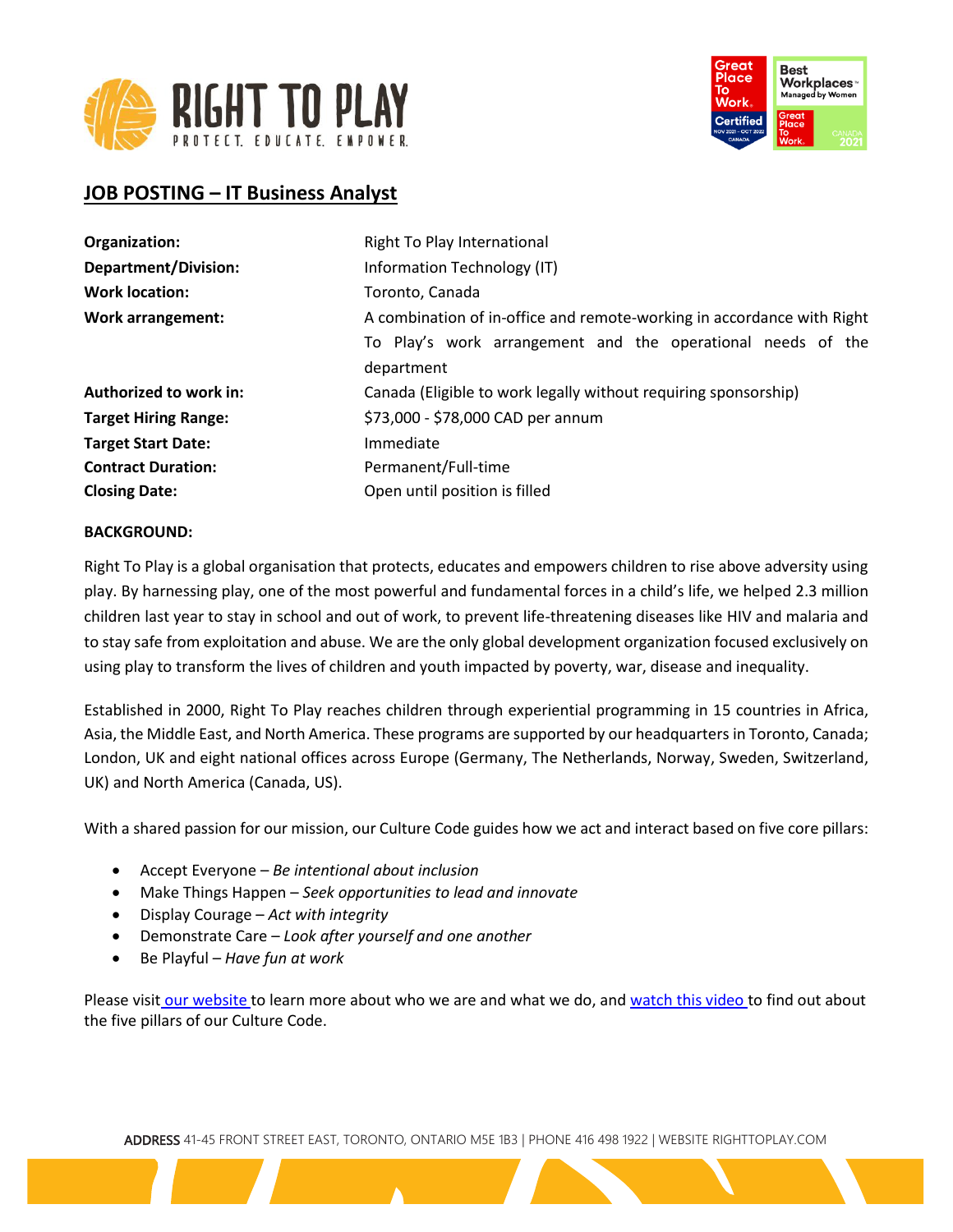# JOB POSTING – IT Business Analyst

| | |
|---|---|
| **Organization:** | Right To Play International |
| **Department/Division:** | Information Technology (IT) |
| **Work location:** | Toronto, Canada |
| **Work arrangement:** | A combination of in-office and remote-working in accordance with Right To Play's work arrangement and the operational needs of the department |
| **Authorized to work in:** | Canada (Eligible to work legally without requiring sponsorship) |
| **Target Hiring Range:** | $73,000 - $78,000 CAD per annum |
| **Target Start Date:** | Immediate |
| **Contract Duration:** | Permanent/Full-time |
| **Closing Date:** | Open until position is filled |

**BACKGROUND:**

Right To Play is a global organisation that protects, educates and empowers children to rise above adversity using play. By harnessing play, one of the most powerful and fundamental forces in a child's life, we helped 2.3 million children last year to stay in school and out of work, to prevent life-threatening diseases like HIV and malaria and to stay safe from exploitation and abuse. We are the only global development organization focused exclusively on using play to transform the lives of children and youth impacted by poverty, war, disease and inequality.

Established in 2000, Right To Play reaches children through experiential programming in 15 countries in Africa, Asia, the Middle East, and North America. These programs are supported by our headquarters in Toronto, Canada; London, UK and eight national offices across Europe (Germany, The Netherlands, Norway, Sweden, Switzerland, UK) and North America (Canada, US).

With a shared passion for our mission, our Culture Code guides how we act and interact based on five core pillars:

- Accept Everyone – *Be intentional about inclusion*
- Make Things Happen – *Seek opportunities to lead and innovate*
- Display Courage – *Act with integrity*
- Demonstrate Care – *Look after yourself and one another*
- Be Playful – *Have fun at work*

Please visit our website to learn more about who we are and what we do, and watch this video to find out about the five pillars of our Culture Code.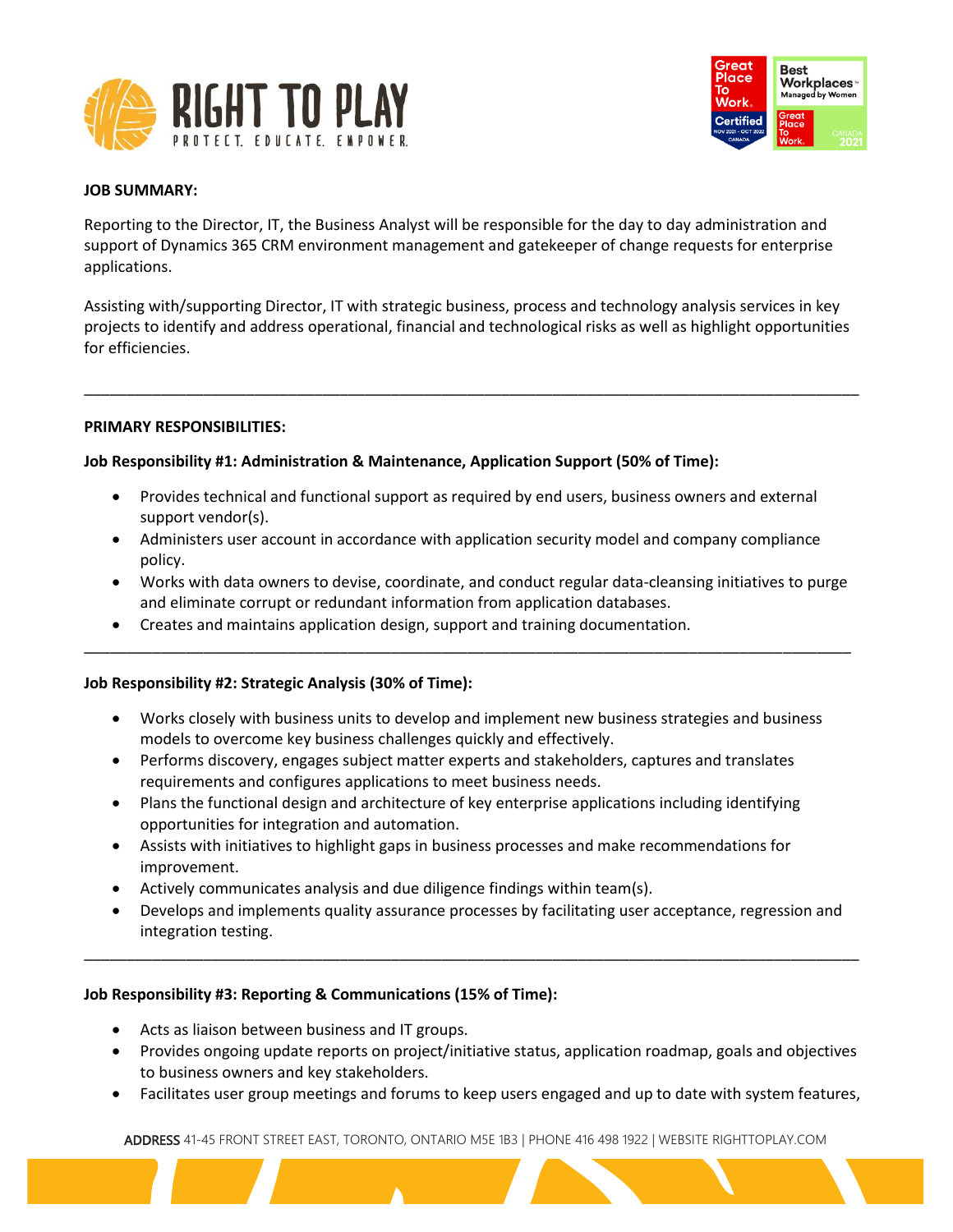**JOB SUMMARY:**

Reporting to the Director, IT, the Business Analyst will be responsible for the day to day administration and support of Dynamics 365 CRM environment management and gatekeeper of change requests for enterprise applications.

Assisting with/supporting Director, IT with strategic business, process and technology analysis services in key projects to identify and address operational, financial and technological risks as well as highlight opportunities for efficiencies.

---

**PRIMARY RESPONSIBILITIES:**

**Job Responsibility #1: Administration & Maintenance, Application Support (50% of Time):**

- Provides technical and functional support as required by end users, business owners and external support vendor(s).
- Administers user account in accordance with application security model and company compliance policy.
- Works with data owners to devise, coordinate, and conduct regular data-cleansing initiatives to purge and eliminate corrupt or redundant information from application databases.
- Creates and maintains application design, support and training documentation.

---

**Job Responsibility #2: Strategic Analysis (30% of Time):**

- Works closely with business units to develop and implement new business strategies and business models to overcome key business challenges quickly and effectively.
- Performs discovery, engages subject matter experts and stakeholders, captures and translates requirements and configures applications to meet business needs.
- Plans the functional design and architecture of key enterprise applications including identifying opportunities for integration and automation.
- Assists with initiatives to highlight gaps in business processes and make recommendations for improvement.
- Actively communicates analysis and due diligence findings within team(s).
- Develops and implements quality assurance processes by facilitating user acceptance, regression and integration testing.

---

**Job Responsibility #3: Reporting & Communications (15% of Time):**

- Acts as liaison between business and IT groups.
- Provides ongoing update reports on project/initiative status, application roadmap, goals and objectives to business owners and key stakeholders.
- Facilitates user group meetings and forums to keep users engaged and up to date with system features,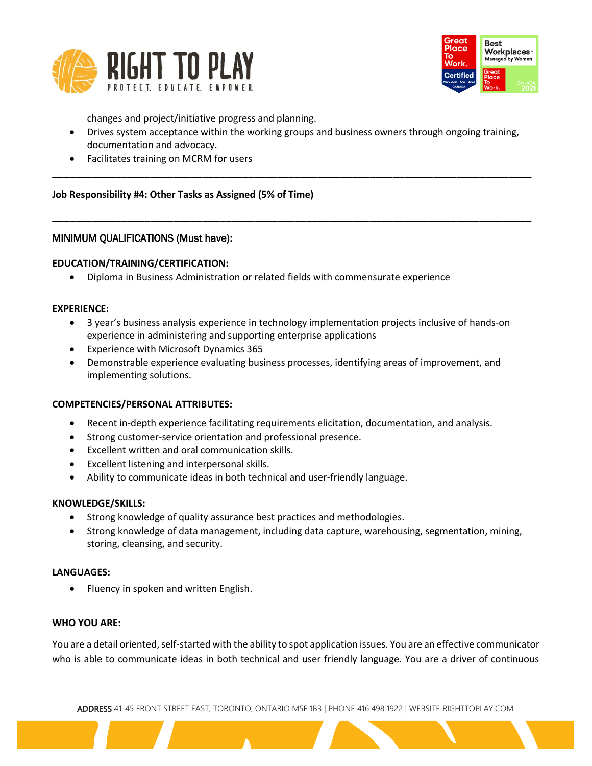changes and project/initiative progress and planning.

- Drives system acceptance within the working groups and business owners through ongoing training, documentation and advocacy.
- Facilitates training on MCRM for users

---

**Job Responsibility #4: Other Tasks as Assigned (5% of Time)**

---

MINIMUM QUALIFICATIONS (Must have):

**EDUCATION/TRAINING/CERTIFICATION:**

- Diploma in Business Administration or related fields with commensurate experience

**EXPERIENCE:**

- 3 year's business analysis experience in technology implementation projects inclusive of hands-on experience in administering and supporting enterprise applications
- Experience with Microsoft Dynamics 365
- Demonstrable experience evaluating business processes, identifying areas of improvement, and implementing solutions.

**COMPETENCIES/PERSONAL ATTRIBUTES:**

- Recent in-depth experience facilitating requirements elicitation, documentation, and analysis.
- Strong customer-service orientation and professional presence.
- Excellent written and oral communication skills.
- Excellent listening and interpersonal skills.
- Ability to communicate ideas in both technical and user-friendly language.

**KNOWLEDGE/SKILLS:**

- Strong knowledge of quality assurance best practices and methodologies.
- Strong knowledge of data management, including data capture, warehousing, segmentation, mining, storing, cleansing, and security.

**LANGUAGES:**

- Fluency in spoken and written English.

**WHO YOU ARE:**

You are a detail oriented, self-started with the ability to spot application issues. You are an effective communicator who is able to communicate ideas in both technical and user friendly language. You are a driver of continuous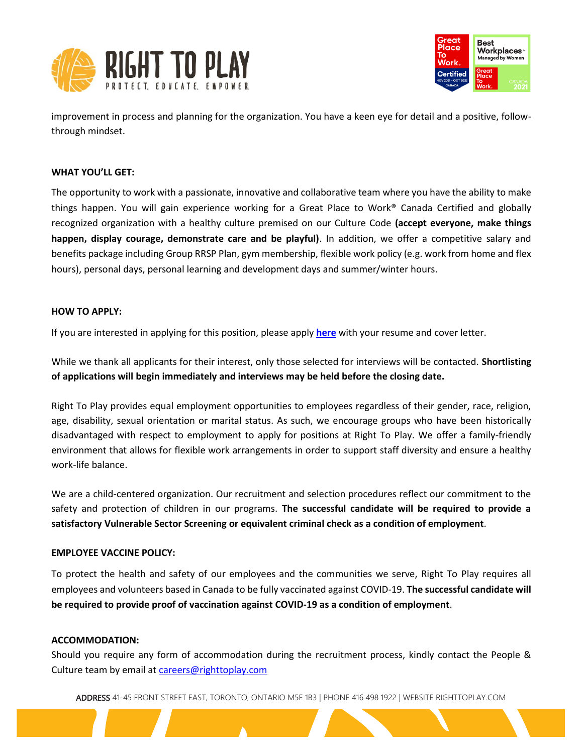improvement in process and planning for the organization. You have a keen eye for detail and a positive, follow-through mindset.

**WHAT YOU'LL GET:**

The opportunity to work with a passionate, innovative and collaborative team where you have the ability to make things happen. You will gain experience working for a Great Place to Work® Canada Certified and globally recognized organization with a healthy culture premised on our Culture Code **(accept everyone, make things happen, display courage, demonstrate care and be playful)**. In addition, we offer a competitive salary and benefits package including Group RRSP Plan, gym membership, flexible work policy (e.g. work from home and flex hours), personal days, personal learning and development days and summer/winter hours.

**HOW TO APPLY:**

If you are interested in applying for this position, please apply **here** with your resume and cover letter.

While we thank all applicants for their interest, only those selected for interviews will be contacted. **Shortlisting of applications will begin immediately and interviews may be held before the closing date.**

Right To Play provides equal employment opportunities to employees regardless of their gender, race, religion, age, disability, sexual orientation or marital status. As such, we encourage groups who have been historically disadvantaged with respect to employment to apply for positions at Right To Play. We offer a family-friendly environment that allows for flexible work arrangements in order to support staff diversity and ensure a healthy work-life balance.

We are a child-centered organization. Our recruitment and selection procedures reflect our commitment to the safety and protection of children in our programs. **The successful candidate will be required to provide a satisfactory Vulnerable Sector Screening or equivalent criminal check as a condition of employment**.

**EMPLOYEE VACCINE POLICY:**

To protect the health and safety of our employees and the communities we serve, Right To Play requires all employees and volunteers based in Canada to be fully vaccinated against COVID-19. **The successful candidate will be required to provide proof of vaccination against COVID-19 as a condition of employment**.

**ACCOMMODATION:**

Should you require any form of accommodation during the recruitment process, kindly contact the People & Culture team by email at careers@righttoplay.com